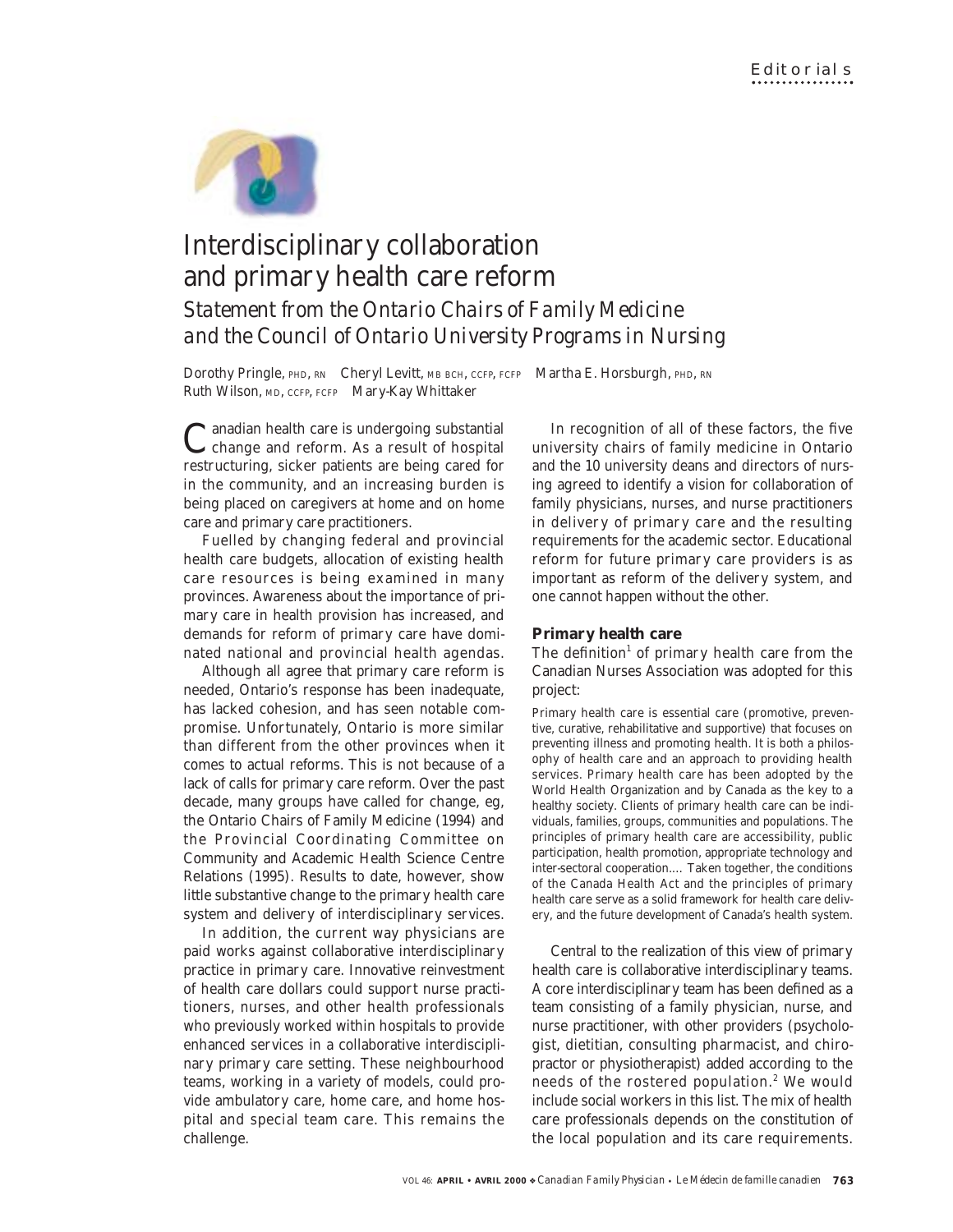Editorials

# Interdisciplinary collaboration and primary health care reform

## *Statement from the Ontario Chairs of Family Medicine and the Council of Ontario University Programs in Nursing*

Dorothy Pringle, PHD, RN  Cheryl Levitt, MB BCH, CCFP, FCFP  Martha E. Horsburgh, PHD, RN  Ruth Wilson, MD, CCFP, FCFP  Mary-Kay Whittaker

Canadian health care is undergoing substantial change and reform. As a result of hospital restructuring, sicker patients are being cared for in the community, and an increasing burden is being placed on caregivers at home and on home care and primary care practitioners.

Fuelled by changing federal and provincial health care budgets, allocation of existing health care resources is being examined in many provinces. Awareness about the importance of primary care in health provision has increased, and demands for reform of primary care have dominated national and provincial health agendas.

Although all agree that primary care reform is needed, Ontario's response has been inadequate, has lacked cohesion, and has seen notable compromise. Unfortunately, Ontario is more similar than different from the other provinces when it comes to actual reforms. This is not because of a lack of calls for primary care reform. Over the past decade, many groups have called for change, eg, the Ontario Chairs of Family Medicine (1994) and the Provincial Coordinating Committee on Community and Academic Health Science Centre Relations (1995). Results to date, however, show little substantive change to the primary health care system and delivery of interdisciplinary services.

In addition, the current way physicians are paid works against collaborative interdisciplinary practice in primary care. Innovative reinvestment of health care dollars could support nurse practitioners, nurses, and other health professionals who previously worked within hospitals to provide enhanced services in a collaborative interdisciplinary primary care setting. These neighbourhood teams, working in a variety of models, could provide ambulatory care, home care, and home hospital and special team care. This remains the challenge.

In recognition of all of these factors, the five university chairs of family medicine in Ontario and the 10 university deans and directors of nursing agreed to identify a vision for collaboration of family physicians, nurses, and nurse practitioners in delivery of primary care and the resulting requirements for the academic sector. Educational reform for future primary care providers is as important as reform of the delivery system, and one cannot happen without the other.

### Primary health care

The definition[1] of primary health care from the Canadian Nurses Association was adopted for this project:

> Primary health care is essential care (promotive, preventive, curative, rehabilitative and supportive) that focuses on preventing illness and promoting health. It is both a philosophy of health care and an approach to providing health services. Primary health care has been adopted by the World Health Organization and by Canada as the key to a healthy society. Clients of primary health care can be individuals, families, groups, communities and populations. The principles of primary health care are accessibility, public participation, health promotion, appropriate technology and inter-sectoral cooperation.... Taken together, the conditions of the Canada Health Act and the principles of primary health care serve as a solid framework for health care delivery, and the future development of Canada's health system.

Central to the realization of this view of primary health care is collaborative interdisciplinary teams. A core interdisciplinary team has been defined as a team consisting of a family physician, nurse, and nurse practitioner, with other providers (psychologist, dietitian, consulting pharmacist, and chiropractor or physiotherapist) added according to the needs of the rostered population.[2] We would include social workers in this list. The mix of health care professionals depends on the constitution of the local population and its care requirements.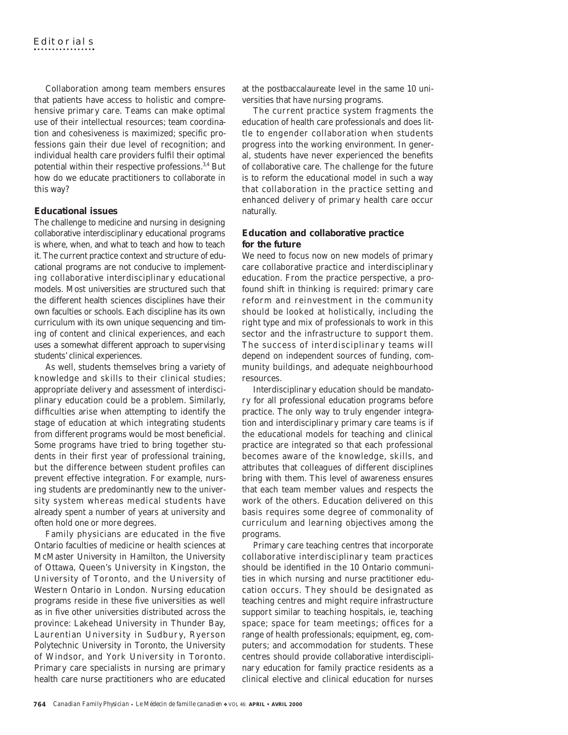Collaboration among team members ensures that patients have access to holistic and comprehensive primary care. Teams can make optimal use of their intellectual resources; team coordination and cohesiveness is maximized; specific professions gain their due level of recognition; and individual health care providers fulfil their optimal potential within their respective professions.[3,4] But how do we educate practitioners to collaborate in this way?

## Educational issues

The challenge to medicine and nursing in designing collaborative interdisciplinary educational programs is where, when, and what to teach and how to teach it. The current practice context and structure of educational programs are not conducive to implementing collaborative interdisciplinary educational models. Most universities are structured such that the different health sciences disciplines have their own faculties or schools. Each discipline has its own curriculum with its own unique sequencing and timing of content and clinical experiences, and each uses a somewhat different approach to supervising students' clinical experiences.

As well, students themselves bring a variety of knowledge and skills to their clinical studies; appropriate delivery and assessment of interdisciplinary education could be a problem. Similarly, difficulties arise when attempting to identify the stage of education at which integrating students from different programs would be most beneficial. Some programs have tried to bring together students in their first year of professional training, but the difference between student profiles can prevent effective integration. For example, nursing students are predominantly new to the university system whereas medical students have already spent a number of years at university and often hold one or more degrees.

Family physicians are educated in the five Ontario faculties of medicine or health sciences at McMaster University in Hamilton, the University of Ottawa, Queen's University in Kingston, the University of Toronto, and the University of Western Ontario in London. Nursing education programs reside in these five universities as well as in five other universities distributed across the province: Lakehead University in Thunder Bay, Laurentian University in Sudbury, Ryerson Polytechnic University in Toronto, the University of Windsor, and York University in Toronto. Primary care specialists in nursing are primary health care nurse practitioners who are educated at the postbaccalaureate level in the same 10 universities that have nursing programs.

The current practice system fragments the education of health care professionals and does little to engender collaboration when students progress into the working environment. In general, students have never experienced the benefits of collaborative care. The challenge for the future is to reform the educational model in such a way that collaboration in the practice setting and enhanced delivery of primary health care occur naturally.

## Education and collaborative practice for the future

We need to focus now on new models of primary care collaborative practice and interdisciplinary education. From the practice perspective, a profound shift in thinking is required: primary care reform and reinvestment in the community should be looked at holistically, including the right type and mix of professionals to work in this sector and the infrastructure to support them. The success of interdisciplinary teams will depend on independent sources of funding, community buildings, and adequate neighbourhood resources.

Interdisciplinary education should be mandatory for all professional education programs before practice. The only way to truly engender integration and interdisciplinary primary care teams is if the educational models for teaching and clinical practice are integrated so that each professional becomes aware of the knowledge, skills, and attributes that colleagues of different disciplines bring with them. This level of awareness ensures that each team member values and respects the work of the others. Education delivered on this basis requires some degree of commonality of curriculum and learning objectives among the programs.

Primary care teaching centres that incorporate collaborative interdisciplinary team practices should be identified in the 10 Ontario communities in which nursing and nurse practitioner education occurs. They should be designated as teaching centres and might require infrastructure support similar to teaching hospitals, ie, teaching space; space for team meetings; offices for a range of health professionals; equipment, eg, computers; and accommodation for students. These centres should provide collaborative interdisciplinary education for family practice residents as a clinical elective and clinical education for nurses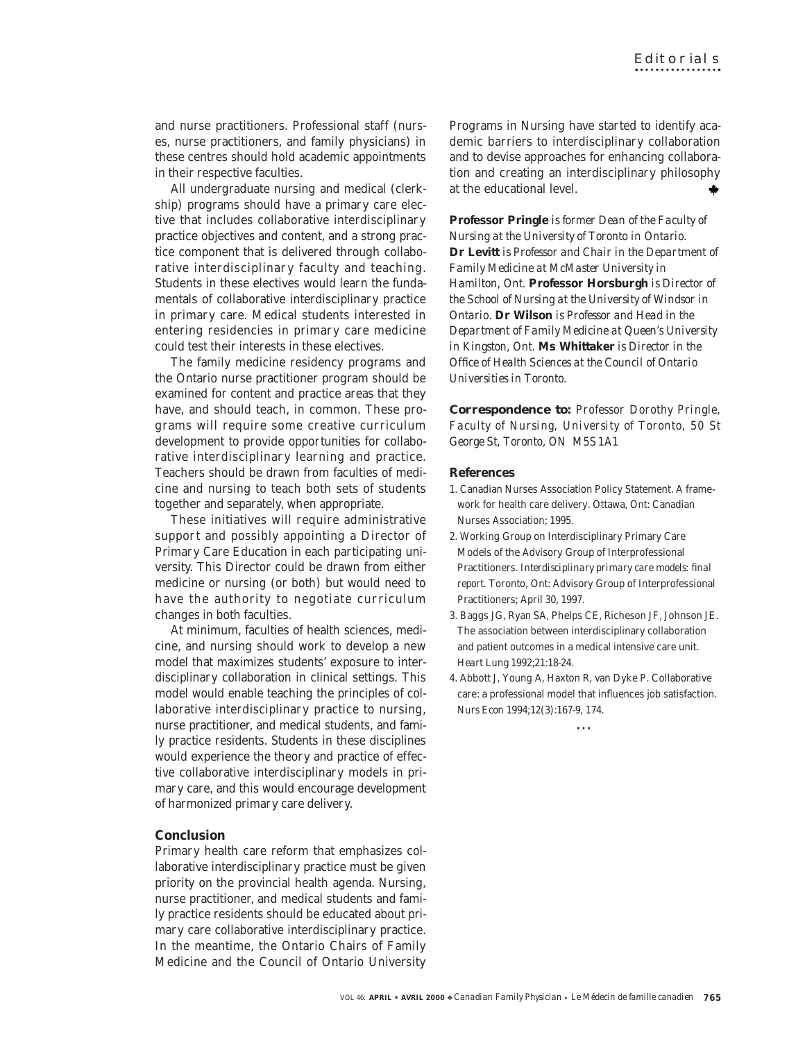and nurse practitioners. Professional staff (nurses, nurse practitioners, and family physicians) in these centres should hold academic appointments in their respective faculties.

All undergraduate nursing and medical (clerkship) programs should have a primary care elective that includes collaborative interdisciplinary practice objectives and content, and a strong practice component that is delivered through collaborative interdisciplinary faculty and teaching. Students in these electives would learn the fundamentals of collaborative interdisciplinary practice in primary care. Medical students interested in entering residencies in primary care medicine could test their interests in these electives.

The family medicine residency programs and the Ontario nurse practitioner program should be examined for content and practice areas that they have, and should teach, in common. These programs will require some creative curriculum development to provide opportunities for collaborative interdisciplinary learning and practice. Teachers should be drawn from faculties of medicine and nursing to teach both sets of students together and separately, when appropriate.

These initiatives will require administrative support and possibly appointing a Director of Primary Care Education in each participating university. This Director could be drawn from either medicine or nursing (or both) but would need to have the authority to negotiate curriculum changes in both faculties.

At minimum, faculties of health sciences, medicine, and nursing should work to develop a new model that maximizes students' exposure to interdisciplinary collaboration in clinical settings. This model would enable teaching the principles of collaborative interdisciplinary practice to nursing, nurse practitioner, and medical students, and family practice residents. Students in these disciplines would experience the theory and practice of effective collaborative interdisciplinary models in primary care, and this would encourage development of harmonized primary care delivery.

## Conclusion

Primary health care reform that emphasizes collaborative interdisciplinary practice must be given priority on the provincial health agenda. Nursing, nurse practitioner, and medical students and family practice residents should be educated about primary care collaborative interdisciplinary practice. In the meantime, the Ontario Chairs of Family Medicine and the Council of Ontario University Programs in Nursing have started to identify academic barriers to interdisciplinary collaboration and to devise approaches for enhancing collaboration and creating an interdisciplinary philosophy at the educational level.

***Professor Pringle** is former Dean of the Faculty of Nursing at the University of Toronto in Ontario. **Dr Levitt** is Professor and Chair in the Department of Family Medicine at McMaster University in Hamilton, Ont. **Professor Horsburgh** is Director of the School of Nursing at the University of Windsor in Ontario. **Dr Wilson** is Professor and Head in the Department of Family Medicine at Queen's University in Kingston, Ont. **Ms Whittaker** is Director in the Office of Health Sciences at the Council of Ontario Universities in Toronto.*

**Correspondence to:** *Professor Dorothy Pringle, Faculty of Nursing, University of Toronto, 50 St George St, Toronto, ON M5S 1A1*

### References

1. Canadian Nurses Association Policy Statement. A framework for health care delivery. Ottawa, Ont: Canadian Nurses Association; 1995.
2. Working Group on Interdisciplinary Primary Care Models of the Advisory Group of Interprofessional Practitioners. *Interdisciplinary primary care models: final report.* Toronto, Ont: Advisory Group of Interprofessional Practitioners; April 30, 1997.
3. Baggs JG, Ryan SA, Phelps CE, Richeson JF, Johnson JE. The association between interdisciplinary collaboration and patient outcomes in a medical intensive care unit. *Heart Lung* 1992;21:18-24.
4. Abbott J, Young A, Haxton R, van Dyke P. Collaborative care: a professional model that influences job satisfaction. *Nurs Econ* 1994;12(3):167-9, 174.

...